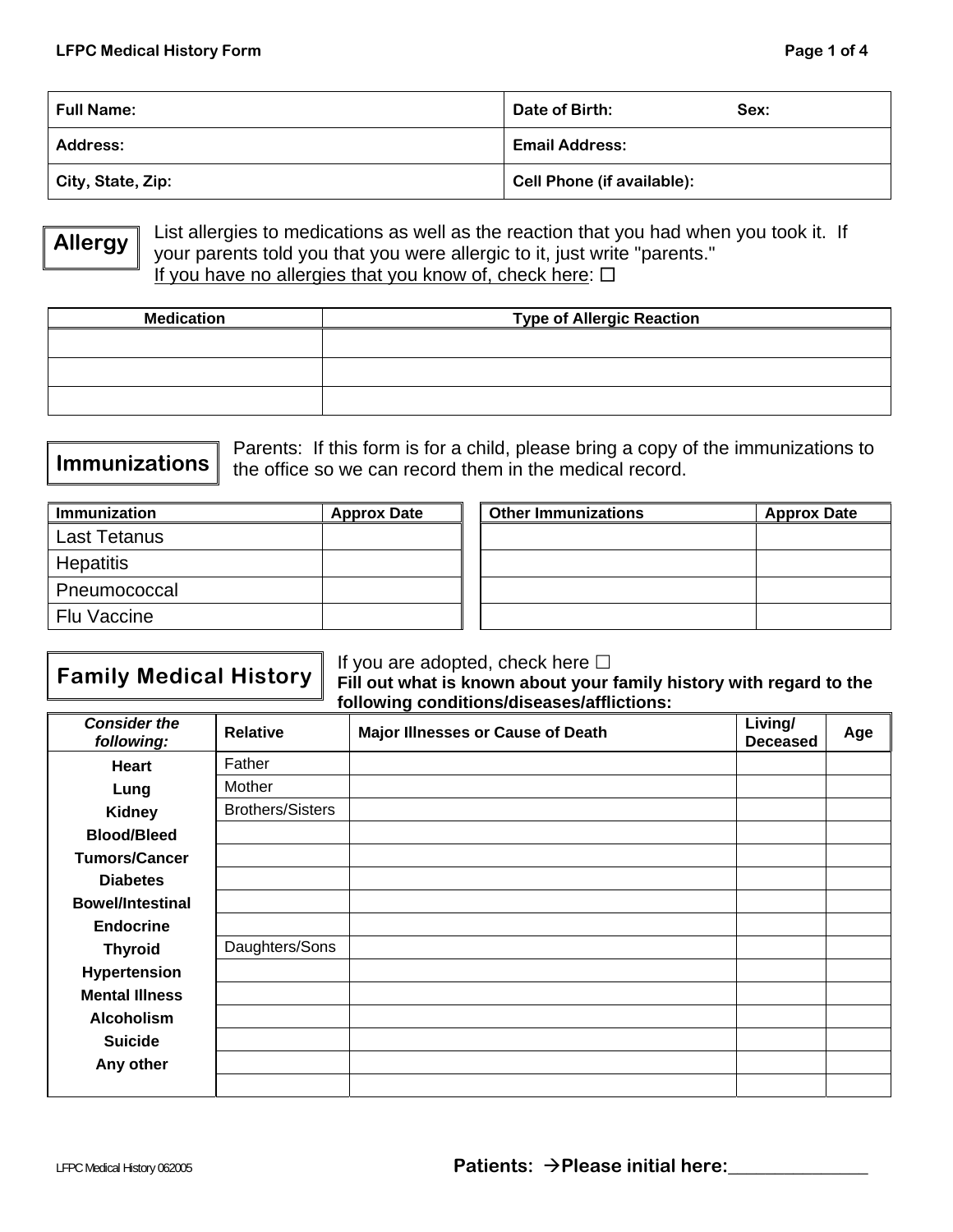# LFPC Medical History Form

| Full Name: | Date of Birth: Sex: |
|---|---|
| Address: | Email Address: |
| City, State, Zip: | Cell Phone (if available): |

## Allergy

List allergies to medications as well as the reaction that you had when you took it. If your parents told you that you were allergic to it, just write "parents."
If you have no allergies that you know of, check here: ☐

| Medication | Type of Allergic Reaction |
|---|---|
| | |
| | |
| | |

## Immunizations

Parents: If this form is for a child, please bring a copy of the immunizations to the office so we can record them in the medical record.

| Immunization | Approx Date |
|---|---|
| Last Tetanus | |
| Hepatitis | |
| Pneumococcal | |
| Flu Vaccine | |

| Other Immunizations | Approx Date |
|---|---|
| | |
| | |
| | |
| | |

## Family Medical History

If you are adopted, check here ☐
**Fill out what is known about your family history with regard to the following conditions/diseases/afflictions:**

| *Consider the following:* | Relative | Major Illnesses or Cause of Death | Living/ Deceased | Age |
|---|---|---|---|---|
| **Heart** | Father | | | |
| **Lung** | Mother | | | |
| **Kidney** | Brothers/Sisters | | | |
| **Blood/Bleed** | | | | |
| **Tumors/Cancer** | | | | |
| **Diabetes** | | | | |
| **Bowel/Intestinal** | | | | |
| **Endocrine** | | | | |
| **Thyroid** | Daughters/Sons | | | |
| **Hypertension** | | | | |
| **Mental Illness** | | | | |
| **Alcoholism** | | | | |
| **Suicide** | | | | |
| **Any other** | | | | |
| | | | | |

LFPC Medical History 062005

**Patients: →Please initial here:**_______________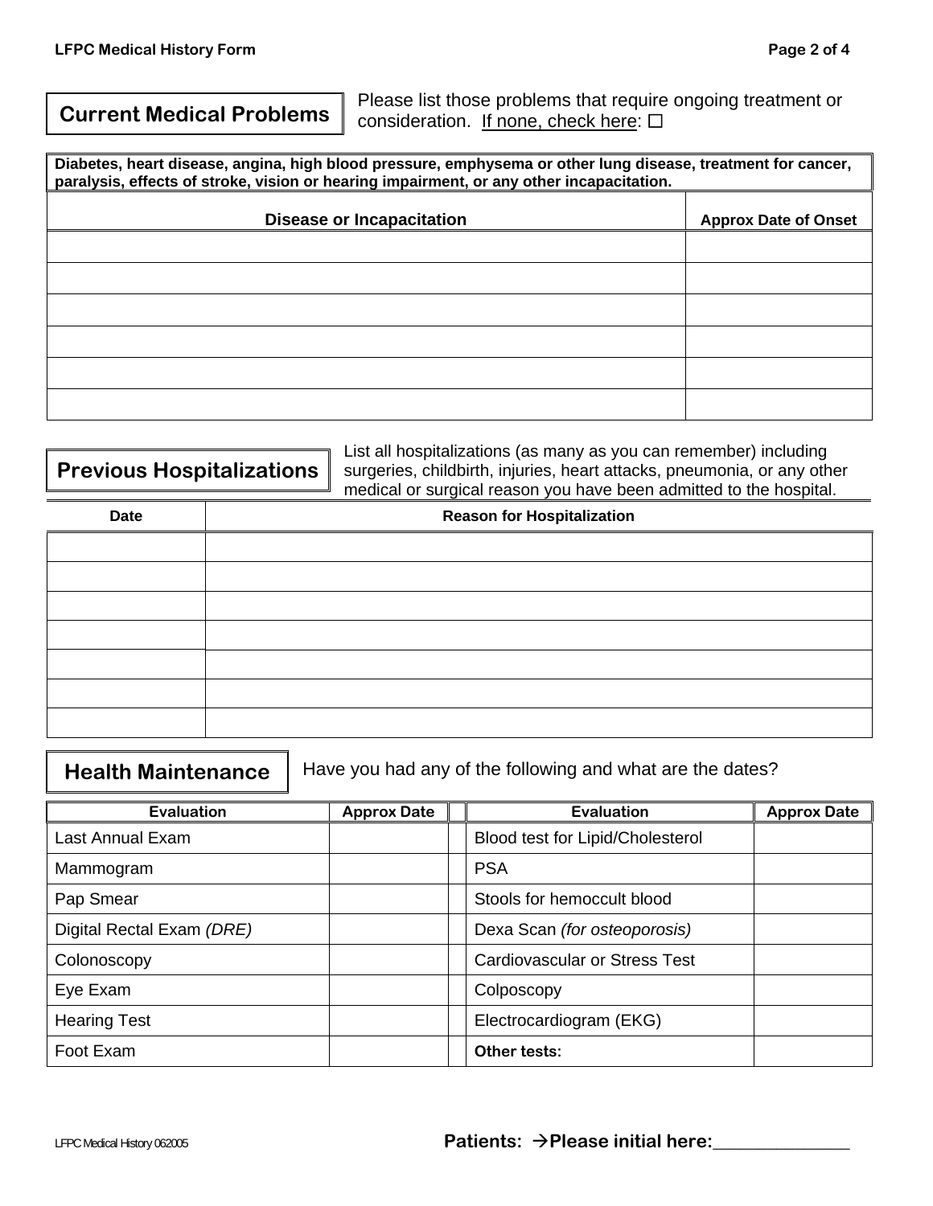## Current Medical Problems

Please list those problems that require ongoing treatment or consideration. If none, check here: ☐

**Diabetes, heart disease, angina, high blood pressure, emphysema or other lung disease, treatment for cancer, paralysis, effects of stroke, vision or hearing impairment, or any other incapacitation.**

| Disease or Incapacitation | Approx Date of Onset |
|---|---|
| | |
| | |
| | |
| | |
| | |
| | |

## Previous Hospitalizations

List all hospitalizations (as many as you can remember) including surgeries, childbirth, injuries, heart attacks, pneumonia, or any other medical or surgical reason you have been admitted to the hospital.

| Date | Reason for Hospitalization |
|---|---|
| | |
| | |
| | |
| | |
| | |
| | |
| | |

## Health Maintenance

Have you had any of the following and what are the dates?

| Evaluation | Approx Date | | Evaluation | Approx Date |
|---|---|---|---|---|
| Last Annual Exam | | | Blood test for Lipid/Cholesterol | |
| Mammogram | | | PSA | |
| Pap Smear | | | Stools for hemoccult blood | |
| Digital Rectal Exam *(DRE)* | | | Dexa Scan *(for osteoporosis)* | |
| Colonoscopy | | | Cardiovascular or Stress Test | |
| Eye Exam | | | Colposcopy | |
| Hearing Test | | | Electrocardiogram (EKG) | |
| Foot Exam | | | **Other tests:** | |

LFPC Medical History 062005

**Patients: →Please initial here:_______________**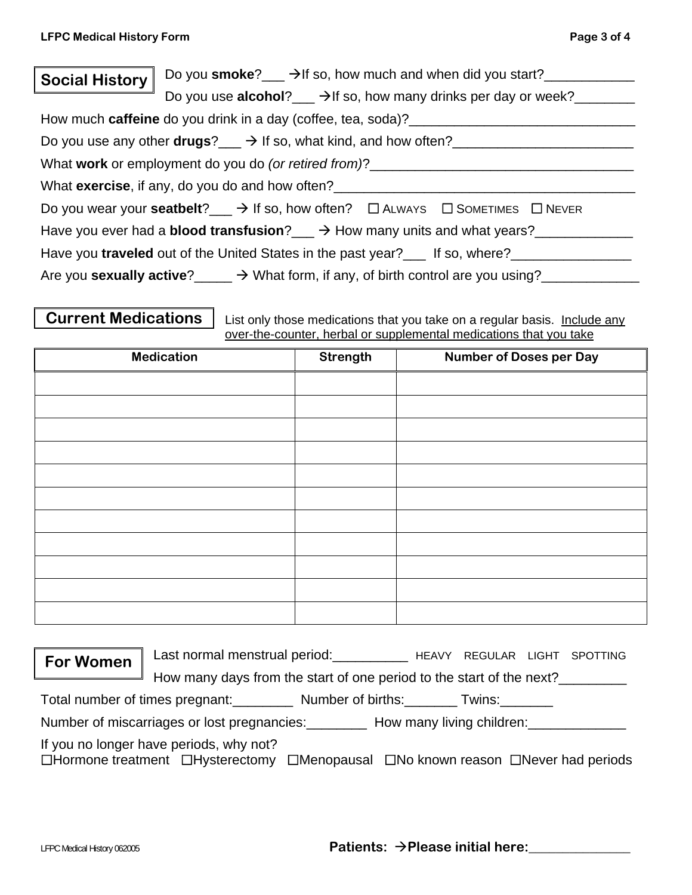## Social History

Do you **smoke**?___ →If so, how much and when did you start?____________

Do you use **alcohol**?___ →If so, how many drinks per day or week?________

How much **caffeine** do you drink in a day (coffee, tea, soda)?_______________________________

Do you use any other **drugs**?___ → If so, what kind, and how often?________________________

What **work** or employment do you do *(or retired from)*?___________________________________

What **exercise**, if any, do you do and how often?_______________________________________

Do you wear your **seatbelt**?___ → If so, how often? ☐ ALWAYS ☐ SOMETIMES ☐ NEVER

Have you ever had a **blood transfusion**?___ → How many units and what years?_____________

Have you **traveled** out of the United States in the past year?___ If so, where?________________

Are you **sexually active**?_____ → What form, if any, of birth control are you using?_____________

## Current Medications

List only those medications that you take on a regular basis. Include any over-the-counter, herbal or supplemental medications that you take

| Medication | Strength | Number of Doses per Day |
|---|---|---|
| | | |
| | | |
| | | |
| | | |
| | | |
| | | |
| | | |
| | | |
| | | |
| | | |
| | | |

## For Women

Last normal menstrual period:__________ HEAVY REGULAR LIGHT SPOTTING

How many days from the start of one period to the start of the next?_________

Total number of times pregnant:________ Number of births:_______ Twins:_______

Number of miscarriages or lost pregnancies:________ How many living children:_____________

If you no longer have periods, why not?
☐Hormone treatment ☐Hysterectomy ☐Menopausal ☐No known reason ☐Never had periods

LFPC Medical History 062005

**Patients: →Please initial here:**______________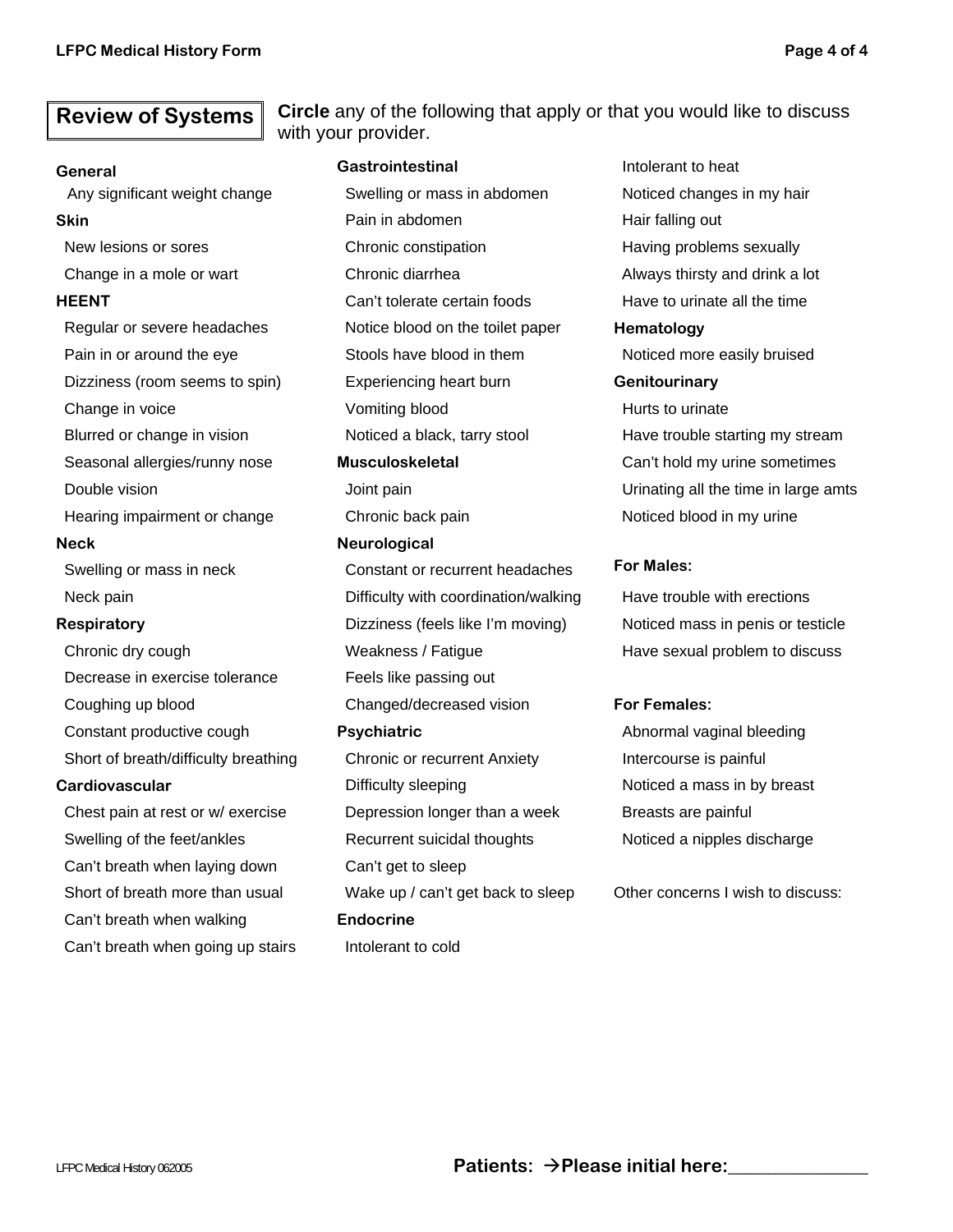## Review of Systems

**Circle** any of the following that apply or that you would like to discuss with your provider.

**General**

- Any significant weight change

**Skin**

- New lesions or sores
- Change in a mole or wart

**HEENT**

- Regular or severe headaches
- Pain in or around the eye
- Dizziness (room seems to spin)
- Change in voice
- Blurred or change in vision
- Seasonal allergies/runny nose
- Double vision
- Hearing impairment or change

**Neck**

- Swelling or mass in neck
- Neck pain

**Respiratory**

- Chronic dry cough
- Decrease in exercise tolerance
- Coughing up blood
- Constant productive cough
- Short of breath/difficulty breathing

**Cardiovascular**

- Chest pain at rest or w/ exercise
- Swelling of the feet/ankles
- Can't breath when laying down
- Short of breath more than usual
- Can't breath when walking
- Can't breath when going up stairs

**Gastrointestinal**

- Swelling or mass in abdomen
- Pain in abdomen
- Chronic constipation
- Chronic diarrhea
- Can't tolerate certain foods
- Notice blood on the toilet paper
- Stools have blood in them
- Experiencing heart burn
- Vomiting blood
- Noticed a black, tarry stool

**Musculoskeletal**

- Joint pain
- Chronic back pain

**Neurological**

- Constant or recurrent headaches
- Difficulty with coordination/walking
- Dizziness (feels like I'm moving)
- Weakness / Fatigue
- Feels like passing out
- Changed/decreased vision

**Psychiatric**

- Chronic or recurrent Anxiety
- Difficulty sleeping
- Depression longer than a week
- Recurrent suicidal thoughts
- Can't get to sleep
- Wake up / can't get back to sleep

**Endocrine**

- Intolerant to cold
- Intolerant to heat
- Noticed changes in my hair
- Hair falling out
- Having problems sexually
- Always thirsty and drink a lot
- Have to urinate all the time

**Hematology**

- Noticed more easily bruised

**Genitourinary**

- Hurts to urinate
- Have trouble starting my stream
- Can't hold my urine sometimes
- Urinating all the time in large amts
- Noticed blood in my urine

**For Males:**

- Have trouble with erections
- Noticed mass in penis or testicle
- Have sexual problem to discuss

**For Females:**

- Abnormal vaginal bleeding
- Intercourse is painful
- Noticed a mass in by breast
- Breasts are painful
- Noticed a nipples discharge

Other concerns I wish to discuss:

LFPC Medical History 062005

**Patients: →Please initial here:**_______________